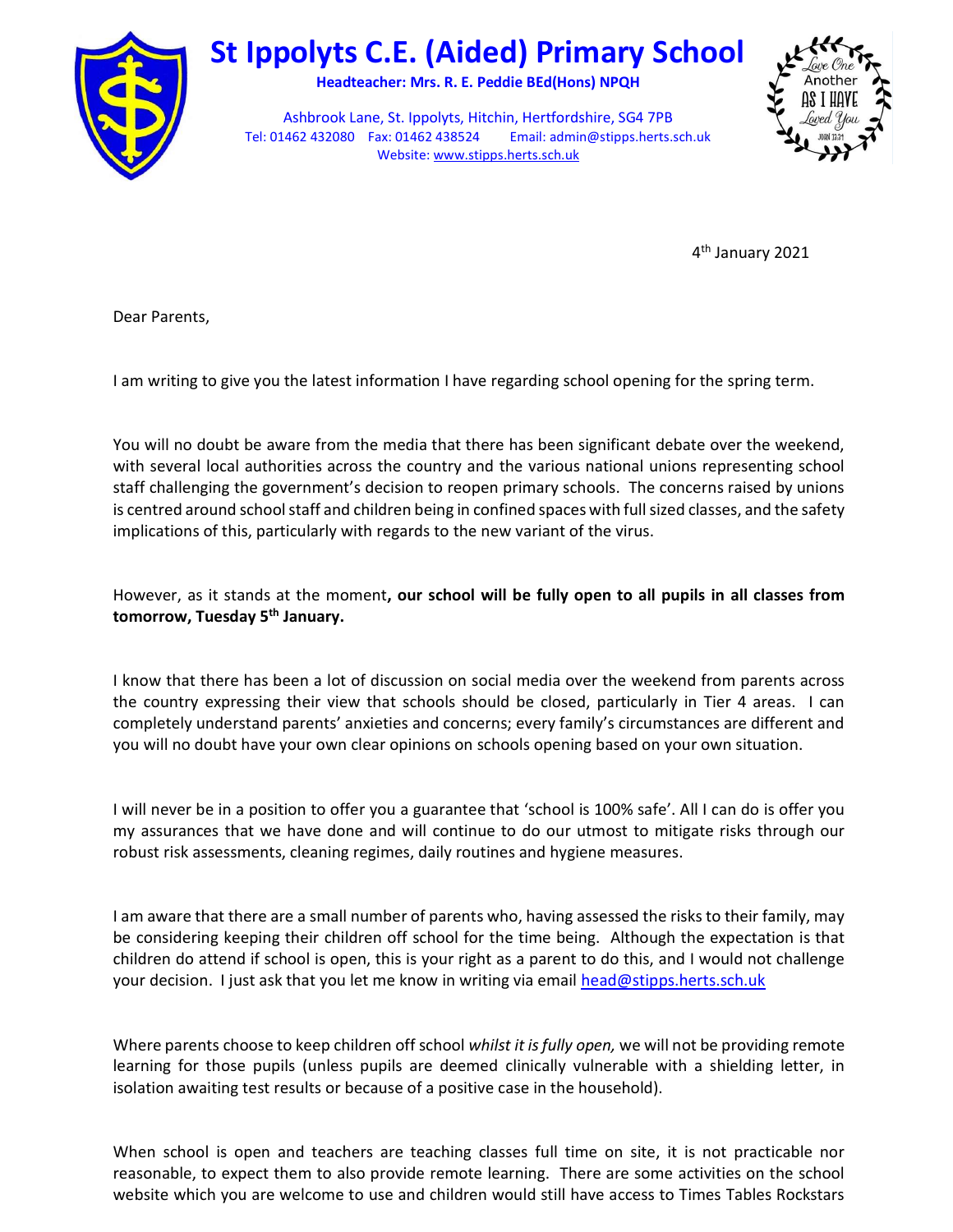# St Ippolyts C.E. (Aided) Primary School

**Headteacher: Mrs. R. E. Peddie BEd(Hons) NPQH**

Ashbrook Lane, St. Ippolyts, Hitchin, Hertfordshire, SG4 7PB
Tel: 01462 432080 Fax: 01462 438524 Email: admin@stipps.herts.sch.uk
Website: www.stipps.herts.sch.uk

Love One Another As I Have Loved You
John 13:34

4th January 2021

Dear Parents,

I am writing to give you the latest information I have regarding school opening for the spring term.

You will no doubt be aware from the media that there has been significant debate over the weekend, with several local authorities across the country and the various national unions representing school staff challenging the government's decision to reopen primary schools. The concerns raised by unions is centred around school staff and children being in confined spaces with full sized classes, and the safety implications of this, particularly with regards to the new variant of the virus.

However, as it stands at the moment**, our school will be fully open to all pupils in all classes from tomorrow, Tuesday 5th January.**

I know that there has been a lot of discussion on social media over the weekend from parents across the country expressing their view that schools should be closed, particularly in Tier 4 areas. I can completely understand parents' anxieties and concerns; every family's circumstances are different and you will no doubt have your own clear opinions on schools opening based on your own situation.

I will never be in a position to offer you a guarantee that 'school is 100% safe'. All I can do is offer you my assurances that we have done and will continue to do our utmost to mitigate risks through our robust risk assessments, cleaning regimes, daily routines and hygiene measures.

I am aware that there are a small number of parents who, having assessed the risks to their family, may be considering keeping their children off school for the time being. Although the expectation is that children do attend if school is open, this is your right as a parent to do this, and I would not challenge your decision. I just ask that you let me know in writing via email head@stipps.herts.sch.uk

Where parents choose to keep children off school *whilst it is fully open,* we will not be providing remote learning for those pupils (unless pupils are deemed clinically vulnerable with a shielding letter, in isolation awaiting test results or because of a positive case in the household).

When school is open and teachers are teaching classes full time on site, it is not practicable nor reasonable, to expect them to also provide remote learning. There are some activities on the school website which you are welcome to use and children would still have access to Times Tables Rockstars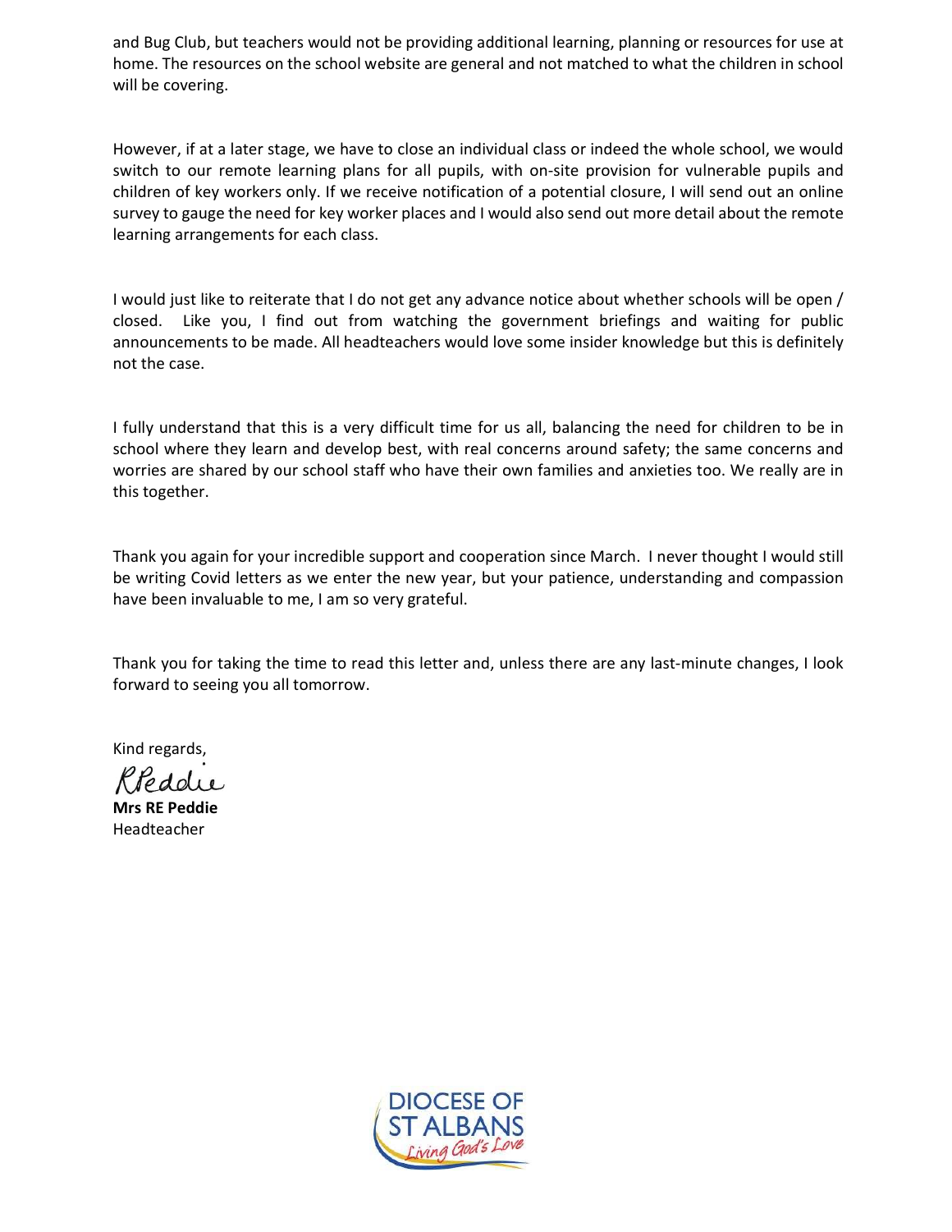and Bug Club, but teachers would not be providing additional learning, planning or resources for use at home. The resources on the school website are general and not matched to what the children in school will be covering.

However, if at a later stage, we have to close an individual class or indeed the whole school, we would switch to our remote learning plans for all pupils, with on-site provision for vulnerable pupils and children of key workers only. If we receive notification of a potential closure, I will send out an online survey to gauge the need for key worker places and I would also send out more detail about the remote learning arrangements for each class.

I would just like to reiterate that I do not get any advance notice about whether schools will be open / closed. Like you, I find out from watching the government briefings and waiting for public announcements to be made. All headteachers would love some insider knowledge but this is definitely not the case.

I fully understand that this is a very difficult time for us all, balancing the need for children to be in school where they learn and develop best, with real concerns around safety; the same concerns and worries are shared by our school staff who have their own families and anxieties too. We really are in this together.

Thank you again for your incredible support and cooperation since March. I never thought I would still be writing Covid letters as we enter the new year, but your patience, understanding and compassion have been invaluable to me, I am so very grateful.

Thank you for taking the time to read this letter and, unless there are any last-minute changes, I look forward to seeing you all tomorrow.

Kind regards,

RPeddie

**Mrs RE Peddie**
Headteacher

DIOCESE OF ST ALBANS
*Living God's Love*